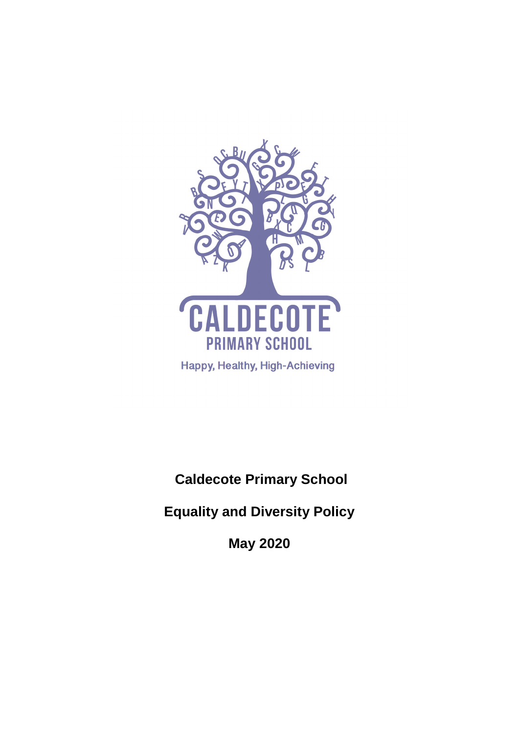CALDECOTE

PRIMARY SCHOOL

Happy, Healthy, High-Achieving

**Caldecote Primary School**

**Equality and Diversity Policy**

**May 2020**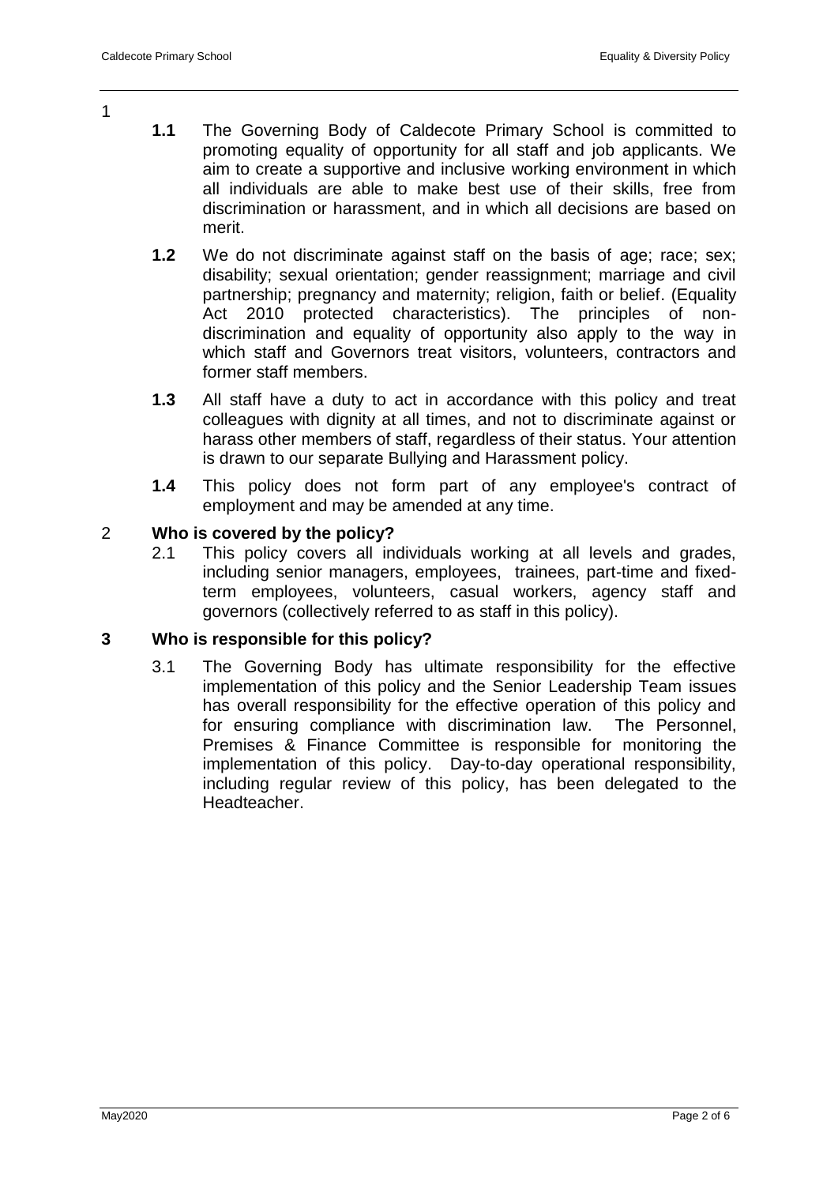1

**1.1** The Governing Body of Caldecote Primary School is committed to promoting equality of opportunity for all staff and job applicants. We aim to create a supportive and inclusive working environment in which all individuals are able to make best use of their skills, free from discrimination or harassment, and in which all decisions are based on merit.

**1.2** We do not discriminate against staff on the basis of age; race; sex; disability; sexual orientation; gender reassignment; marriage and civil partnership; pregnancy and maternity; religion, faith or belief. (Equality Act 2010 protected characteristics). The principles of non-discrimination and equality of opportunity also apply to the way in which staff and Governors treat visitors, volunteers, contractors and former staff members.

**1.3** All staff have a duty to act in accordance with this policy and treat colleagues with dignity at all times, and not to discriminate against or harass other members of staff, regardless of their status. Your attention is drawn to our separate Bullying and Harassment policy.

**1.4** This policy does not form part of any employee's contract of employment and may be amended at any time.

## 2 Who is covered by the policy?

2.1 This policy covers all individuals working at all levels and grades, including senior managers, employees, trainees, part-time and fixed-term employees, volunteers, casual workers, agency staff and governors (collectively referred to as staff in this policy).

## 3 Who is responsible for this policy?

3.1 The Governing Body has ultimate responsibility for the effective implementation of this policy and the Senior Leadership Team issues has overall responsibility for the effective operation of this policy and for ensuring compliance with discrimination law. The Personnel, Premises & Finance Committee is responsible for monitoring the implementation of this policy. Day-to-day operational responsibility, including regular review of this policy, has been delegated to the Headteacher.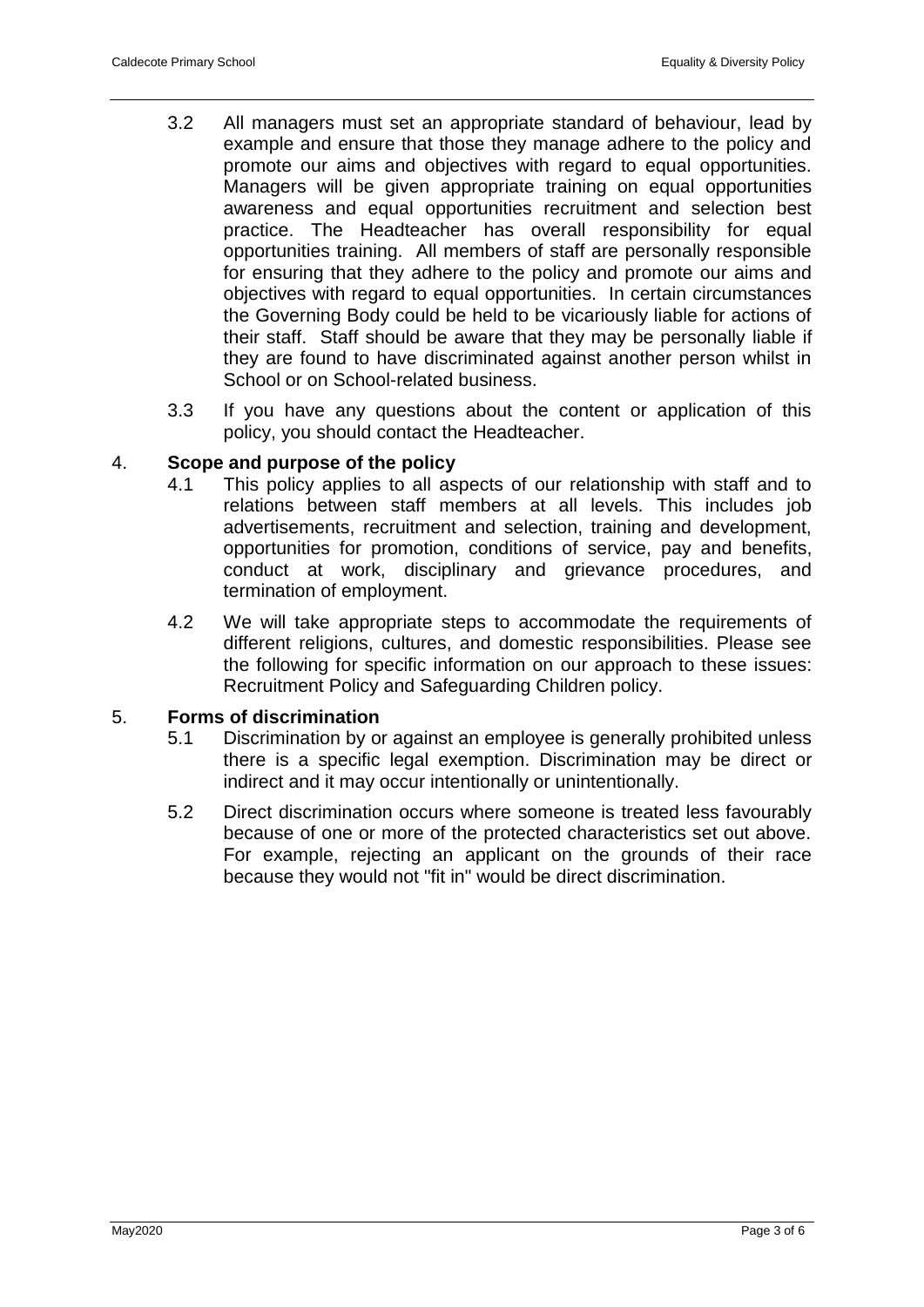3.2 All managers must set an appropriate standard of behaviour, lead by example and ensure that those they manage adhere to the policy and promote our aims and objectives with regard to equal opportunities. Managers will be given appropriate training on equal opportunities awareness and equal opportunities recruitment and selection best practice. The Headteacher has overall responsibility for equal opportunities training. All members of staff are personally responsible for ensuring that they adhere to the policy and promote our aims and objectives with regard to equal opportunities. In certain circumstances the Governing Body could be held to be vicariously liable for actions of their staff. Staff should be aware that they may be personally liable if they are found to have discriminated against another person whilst in School or on School-related business.

3.3 If you have any questions about the content or application of this policy, you should contact the Headteacher.

## 4. Scope and purpose of the policy

4.1 This policy applies to all aspects of our relationship with staff and to relations between staff members at all levels. This includes job advertisements, recruitment and selection, training and development, opportunities for promotion, conditions of service, pay and benefits, conduct at work, disciplinary and grievance procedures, and termination of employment.

4.2 We will take appropriate steps to accommodate the requirements of different religions, cultures, and domestic responsibilities. Please see the following for specific information on our approach to these issues: Recruitment Policy and Safeguarding Children policy.

## 5. Forms of discrimination

5.1 Discrimination by or against an employee is generally prohibited unless there is a specific legal exemption. Discrimination may be direct or indirect and it may occur intentionally or unintentionally.

5.2 Direct discrimination occurs where someone is treated less favourably because of one or more of the protected characteristics set out above. For example, rejecting an applicant on the grounds of their race because they would not "fit in" would be direct discrimination.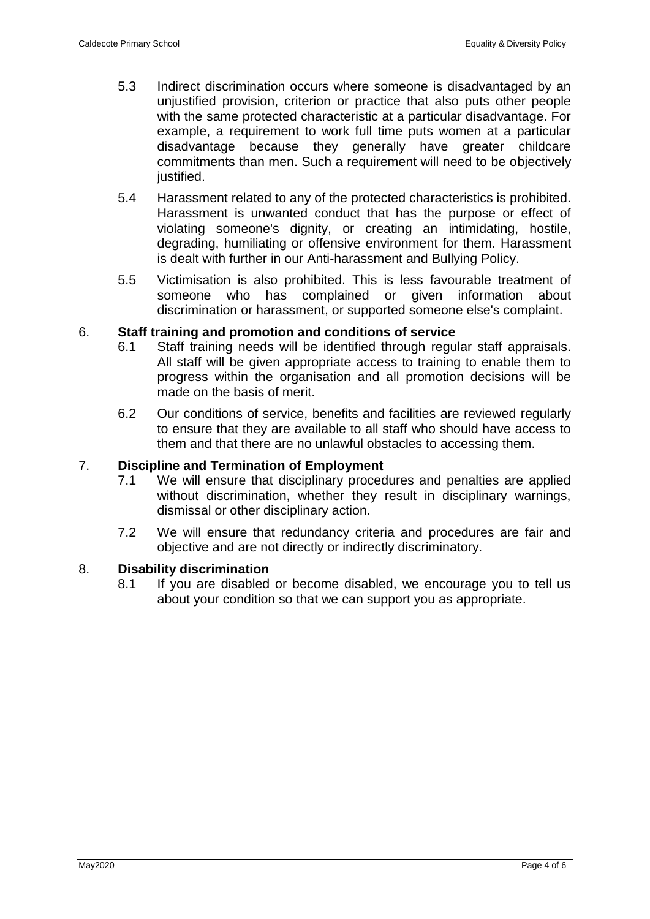5.3 Indirect discrimination occurs where someone is disadvantaged by an unjustified provision, criterion or practice that also puts other people with the same protected characteristic at a particular disadvantage. For example, a requirement to work full time puts women at a particular disadvantage because they generally have greater childcare commitments than men. Such a requirement will need to be objectively justified.

5.4 Harassment related to any of the protected characteristics is prohibited. Harassment is unwanted conduct that has the purpose or effect of violating someone's dignity, or creating an intimidating, hostile, degrading, humiliating or offensive environment for them. Harassment is dealt with further in our Anti-harassment and Bullying Policy.

5.5 Victimisation is also prohibited. This is less favourable treatment of someone who has complained or given information about discrimination or harassment, or supported someone else's complaint.

## 6. Staff training and promotion and conditions of service

6.1 Staff training needs will be identified through regular staff appraisals. All staff will be given appropriate access to training to enable them to progress within the organisation and all promotion decisions will be made on the basis of merit.

6.2 Our conditions of service, benefits and facilities are reviewed regularly to ensure that they are available to all staff who should have access to them and that there are no unlawful obstacles to accessing them.

## 7. Discipline and Termination of Employment

7.1 We will ensure that disciplinary procedures and penalties are applied without discrimination, whether they result in disciplinary warnings, dismissal or other disciplinary action.

7.2 We will ensure that redundancy criteria and procedures are fair and objective and are not directly or indirectly discriminatory.

## 8. Disability discrimination

8.1 If you are disabled or become disabled, we encourage you to tell us about your condition so that we can support you as appropriate.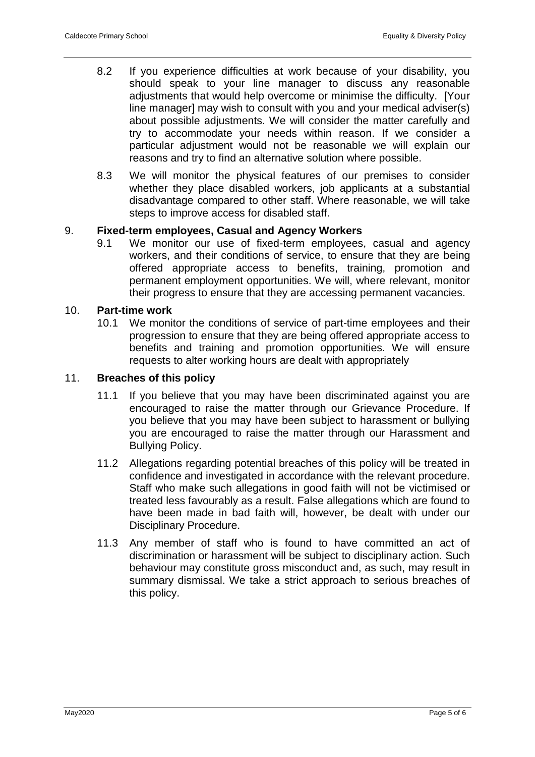8.2 If you experience difficulties at work because of your disability, you should speak to your line manager to discuss any reasonable adjustments that would help overcome or minimise the difficulty. [Your line manager] may wish to consult with you and your medical adviser(s) about possible adjustments. We will consider the matter carefully and try to accommodate your needs within reason. If we consider a particular adjustment would not be reasonable we will explain our reasons and try to find an alternative solution where possible.

8.3 We will monitor the physical features of our premises to consider whether they place disabled workers, job applicants at a substantial disadvantage compared to other staff. Where reasonable, we will take steps to improve access for disabled staff.

## 9. Fixed-term employees, Casual and Agency Workers

9.1 We monitor our use of fixed-term employees, casual and agency workers, and their conditions of service, to ensure that they are being offered appropriate access to benefits, training, promotion and permanent employment opportunities. We will, where relevant, monitor their progress to ensure that they are accessing permanent vacancies.

## 10. Part-time work

10.1 We monitor the conditions of service of part-time employees and their progression to ensure that they are being offered appropriate access to benefits and training and promotion opportunities. We will ensure requests to alter working hours are dealt with appropriately

## 11. Breaches of this policy

11.1 If you believe that you may have been discriminated against you are encouraged to raise the matter through our Grievance Procedure. If you believe that you may have been subject to harassment or bullying you are encouraged to raise the matter through our Harassment and Bullying Policy.

11.2 Allegations regarding potential breaches of this policy will be treated in confidence and investigated in accordance with the relevant procedure. Staff who make such allegations in good faith will not be victimised or treated less favourably as a result. False allegations which are found to have been made in bad faith will, however, be dealt with under our Disciplinary Procedure.

11.3 Any member of staff who is found to have committed an act of discrimination or harassment will be subject to disciplinary action. Such behaviour may constitute gross misconduct and, as such, may result in summary dismissal. We take a strict approach to serious breaches of this policy.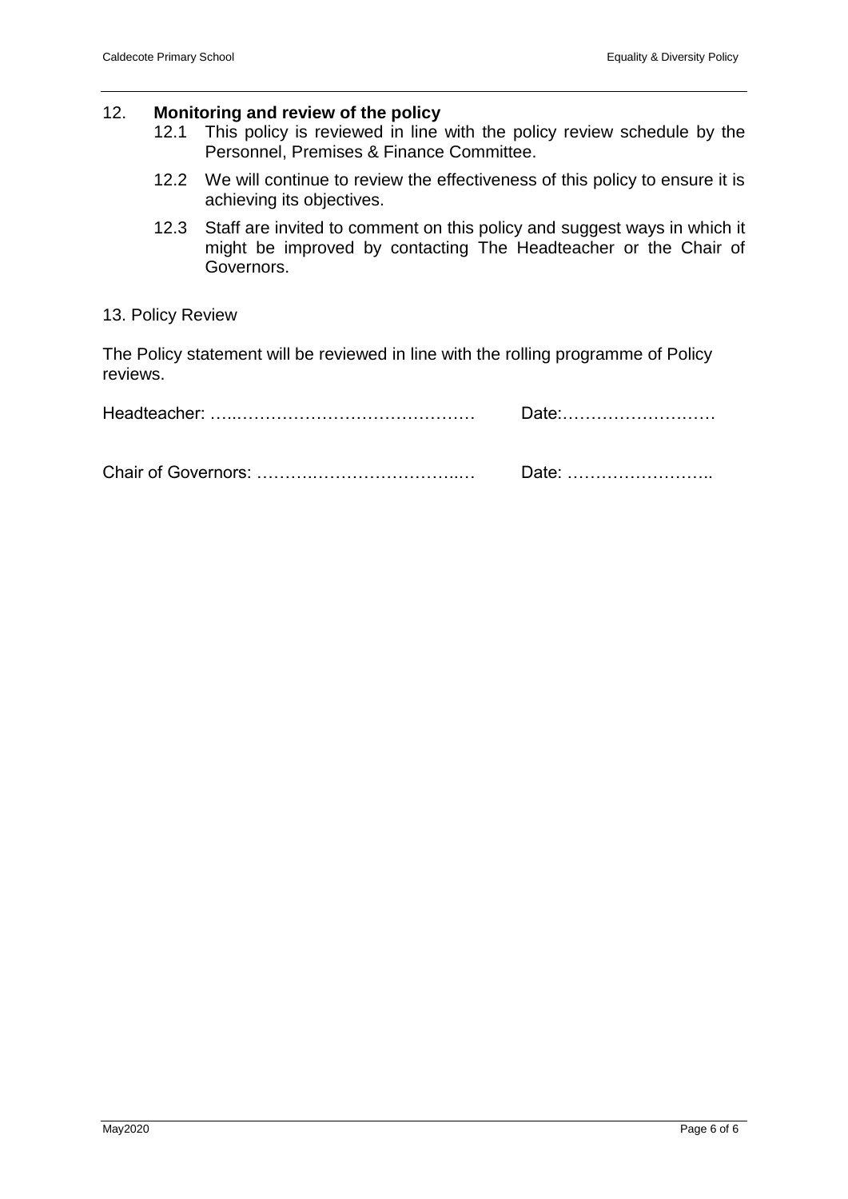## 12. **Monitoring and review of the policy**

12.1 This policy is reviewed in line with the policy review schedule by the Personnel, Premises & Finance Committee.

12.2 We will continue to review the effectiveness of this policy to ensure it is achieving its objectives.

12.3 Staff are invited to comment on this policy and suggest ways in which it might be improved by contacting The Headteacher or the Chair of Governors.

## 13. Policy Review

The Policy statement will be reviewed in line with the rolling programme of Policy reviews.

Headteacher: …..…………………………………… Date:………………………

Chair of Governors: ……….…………………..…. Date: ……………………..